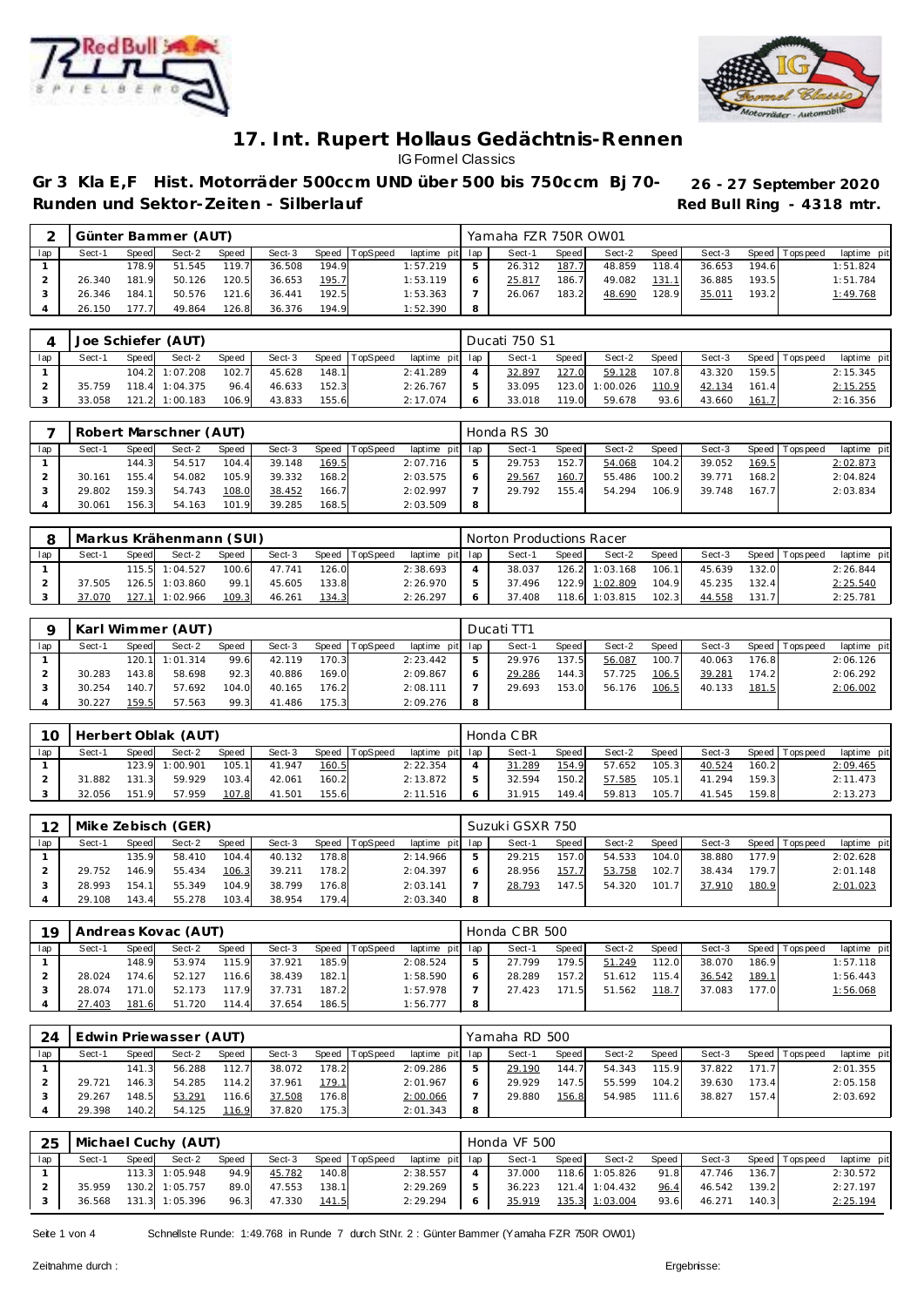# 17. Int. Rupert Hollaus Gedächtnis-Rennen

IG Formel Classics

**Gr 3 Kla E,F Hist. Motorräder 500ccm UND über 500 bis 750ccm Bj 70-** **26 - 27 September 2020**

**Runden und Sektor-Zeiten - Silberlauf** **Red Bull Ring - 4318 mtr.**

| 2 | Günter Bammer (AUT) | | | | | | | | Yamaha FZR 750R OW01 | | | | | | | | |
|---|---|---|---|---|---|---|---|---|---|---|---|---|---|---|---|---|---|
| lap | Sect-1 | Speed | Sect-2 | Speed | Sect-3 | Speed | TopSpeed | laptime pit | lap | Sect-1 | Speed | Sect-2 | Speed | Sect-3 | Speed | Topspeed | laptime pit |
| 1 | | 178.9 | 51.545 | 119.7 | 36.508 | 194.9 | | 1:57.219 | 5 | 26.312 | 187.7 | 48.859 | 118.4 | 36.653 | 194.6 | | 1:51.824 |
| 2 | 26.340 | 181.9 | 50.126 | 120.5 | 36.653 | 195.7 | | 1:53.119 | 6 | 25.817 | 186.7 | 49.082 | 131.1 | 36.885 | 193.5 | | 1:51.784 |
| 3 | 26.346 | 184.1 | 50.576 | 121.6 | 36.441 | 192.5 | | 1:53.363 | 7 | 26.067 | 183.2 | 48.690 | 128.9 | 35.011 | 193.2 | | 1:49.768 |
| 4 | 26.150 | 177.7 | 49.864 | 126.8 | 36.376 | 194.9 | | 1:52.390 | 8 | | | | | | | | |

| 4 | Joe Schiefer (AUT) | | | | | | | | Ducati 750 S1 | | | | | | | | |
|---|---|---|---|---|---|---|---|---|---|---|---|---|---|---|---|---|---|
| lap | Sect-1 | Speed | Sect-2 | Speed | Sect-3 | Speed | TopSpeed | laptime pit | lap | Sect-1 | Speed | Sect-2 | Speed | Sect-3 | Speed | Topspeed | laptime pit |
| 1 | | 104.2 | 1:07.208 | 102.7 | 45.628 | 148.1 | | 2:41.289 | 4 | 32.897 | 127.0 | 59.128 | 107.8 | 43.320 | 159.5 | | 2:15.345 |
| 2 | 35.759 | 118.4 | 1:04.375 | 96.4 | 46.633 | 152.3 | | 2:26.767 | 5 | 33.095 | 123.0 | 1:00.026 | 110.9 | 42.134 | 161.4 | | 2:15.255 |
| 3 | 33.058 | 121.2 | 1:00.183 | 106.9 | 43.833 | 155.6 | | 2:17.074 | 6 | 33.018 | 119.0 | 59.678 | 93.6 | 43.660 | 161.7 | | 2:16.356 |

| 7 | Robert Marschner (AUT) | | | | | | | | Honda RS 30 | | | | | | | | |
|---|---|---|---|---|---|---|---|---|---|---|---|---|---|---|---|---|---|
| lap | Sect-1 | Speed | Sect-2 | Speed | Sect-3 | Speed | TopSpeed | laptime pit | lap | Sect-1 | Speed | Sect-2 | Speed | Sect-3 | Speed | Topspeed | laptime pit |
| 1 | | 144.3 | 54.517 | 104.4 | 39.148 | 169.5 | | 2:07.716 | 5 | 29.753 | 152.7 | 54.068 | 104.2 | 39.052 | 169.5 | | 2:02.873 |
| 2 | 30.161 | 155.4 | 54.082 | 105.9 | 39.332 | 168.2 | | 2:03.575 | 6 | 29.567 | 160.7 | 55.486 | 100.2 | 39.771 | 168.2 | | 2:04.824 |
| 3 | 29.802 | 159.3 | 54.743 | 108.0 | 38.452 | 166.7 | | 2:02.997 | 7 | 29.792 | 155.4 | 54.294 | 106.9 | 39.748 | 167.7 | | 2:03.834 |
| 4 | 30.061 | 156.3 | 54.163 | 101.9 | 39.285 | 168.5 | | 2:03.509 | 8 | | | | | | | | |

| 8 | Markus Krähenmann (SUI) | | | | | | | | Norton Productions Racer | | | | | | | | |
|---|---|---|---|---|---|---|---|---|---|---|---|---|---|---|---|---|---|
| lap | Sect-1 | Speed | Sect-2 | Speed | Sect-3 | Speed | TopSpeed | laptime pit | lap | Sect-1 | Speed | Sect-2 | Speed | Sect-3 | Speed | Topspeed | laptime pit |
| 1 | | 115.5 | 1:04.527 | 100.6 | 47.741 | 126.0 | | 2:38.693 | 4 | 38.037 | 126.2 | 1:03.168 | 106.1 | 45.639 | 132.0 | | 2:26.844 |
| 2 | 37.505 | 126.5 | 1:03.860 | 99.1 | 45.605 | 133.8 | | 2:26.970 | 5 | 37.496 | 122.9 | 1:02.809 | 104.9 | 45.235 | 132.4 | | 2:25.540 |
| 3 | 37.070 | 127.1 | 1:02.966 | 109.3 | 46.261 | 134.3 | | 2:26.297 | 6 | 37.408 | 118.6 | 1:03.815 | 102.3 | 44.558 | 131.7 | | 2:25.781 |

| 9 | Karl Wimmer (AUT) | | | | | | | | Ducati TT1 | | | | | | | | |
|---|---|---|---|---|---|---|---|---|---|---|---|---|---|---|---|---|---|
| lap | Sect-1 | Speed | Sect-2 | Speed | Sect-3 | Speed | TopSpeed | laptime pit | lap | Sect-1 | Speed | Sect-2 | Speed | Sect-3 | Speed | Topspeed | laptime pit |
| 1 | | 120.1 | 1:01.314 | 99.6 | 42.119 | 170.3 | | 2:23.442 | 5 | 29.976 | 137.5 | 56.087 | 100.7 | 40.063 | 176.8 | | 2:06.126 |
| 2 | 30.283 | 143.8 | 58.698 | 92.3 | 40.886 | 169.0 | | 2:09.867 | 6 | 29.286 | 144.3 | 57.725 | 106.5 | 39.281 | 174.2 | | 2:06.292 |
| 3 | 30.254 | 140.7 | 57.692 | 104.0 | 40.165 | 176.2 | | 2:08.111 | 7 | 29.693 | 153.0 | 56.176 | 106.5 | 40.133 | 181.5 | | 2:06.002 |
| 4 | 30.227 | 159.5 | 57.563 | 99.3 | 41.486 | 175.3 | | 2:09.276 | 8 | | | | | | | | |

| 10 | Herbert Oblak (AUT) | | | | | | | | Honda CBR | | | | | | | | |
|---|---|---|---|---|---|---|---|---|---|---|---|---|---|---|---|---|---|
| lap | Sect-1 | Speed | Sect-2 | Speed | Sect-3 | Speed | TopSpeed | laptime pit | lap | Sect-1 | Speed | Sect-2 | Speed | Sect-3 | Speed | Topspeed | laptime pit |
| 1 | | 123.9 | 1:00.901 | 105.1 | 41.947 | 160.5 | | 2:22.354 | 4 | 31.289 | 154.9 | 57.652 | 105.3 | 40.524 | 160.2 | | 2:09.465 |
| 2 | 31.882 | 131.3 | 59.929 | 103.4 | 42.061 | 160.2 | | 2:13.872 | 5 | 32.594 | 150.2 | 57.585 | 105.1 | 41.294 | 159.3 | | 2:11.473 |
| 3 | 32.056 | 151.9 | 57.959 | 107.8 | 41.501 | 155.6 | | 2:11.516 | 6 | 31.915 | 149.4 | 59.813 | 105.7 | 41.545 | 159.8 | | 2:13.273 |

| 12 | Mike Zebisch (GER) | | | | | | | | Suzuki GSXR 750 | | | | | | | | |
|---|---|---|---|---|---|---|---|---|---|---|---|---|---|---|---|---|---|
| lap | Sect-1 | Speed | Sect-2 | Speed | Sect-3 | Speed | TopSpeed | laptime pit | lap | Sect-1 | Speed | Sect-2 | Speed | Sect-3 | Speed | Topspeed | laptime pit |
| 1 | | 135.9 | 58.410 | 104.4 | 40.132 | 178.8 | | 2:14.966 | 5 | 29.215 | 157.0 | 54.533 | 104.0 | 38.880 | 177.9 | | 2:02.628 |
| 2 | 29.752 | 146.9 | 55.434 | 106.3 | 39.211 | 178.2 | | 2:04.397 | 6 | 28.956 | 157.7 | 53.758 | 102.7 | 38.434 | 179.7 | | 2:01.148 |
| 3 | 28.993 | 154.1 | 55.349 | 104.9 | 38.799 | 176.8 | | 2:03.141 | 7 | 28.793 | 147.5 | 54.320 | 101.7 | 37.910 | 180.9 | | 2:01.023 |
| 4 | 29.108 | 143.4 | 55.278 | 103.4 | 38.954 | 179.4 | | 2:03.340 | 8 | | | | | | | | |

| 19 | Andreas Kovac (AUT) | | | | | | | | Honda CBR 500 | | | | | | | | |
|---|---|---|---|---|---|---|---|---|---|---|---|---|---|---|---|---|---|
| lap | Sect-1 | Speed | Sect-2 | Speed | Sect-3 | Speed | TopSpeed | laptime pit | lap | Sect-1 | Speed | Sect-2 | Speed | Sect-3 | Speed | Topspeed | laptime pit |
| 1 | | 148.9 | 53.974 | 115.9 | 37.921 | 185.9 | | 2:08.524 | 5 | 27.799 | 179.5 | 51.249 | 112.0 | 38.070 | 186.9 | | 1:57.118 |
| 2 | 28.024 | 174.6 | 52.127 | 116.6 | 38.439 | 182.1 | | 1:58.590 | 6 | 28.289 | 157.2 | 51.612 | 115.4 | 36.542 | 189.1 | | 1:56.443 |
| 3 | 28.074 | 171.0 | 52.173 | 117.9 | 37.731 | 187.2 | | 1:57.978 | 7 | 27.423 | 171.5 | 51.562 | 118.7 | 37.083 | 177.0 | | 1:56.068 |
| 4 | 27.403 | 181.6 | 51.720 | 114.4 | 37.654 | 186.5 | | 1:56.777 | 8 | | | | | | | | |

| 24 | Edwin Priewasser (AUT) | | | | | | | | Yamaha RD 500 | | | | | | | | |
|---|---|---|---|---|---|---|---|---|---|---|---|---|---|---|---|---|---|
| lap | Sect-1 | Speed | Sect-2 | Speed | Sect-3 | Speed | TopSpeed | laptime pit | lap | Sect-1 | Speed | Sect-2 | Speed | Sect-3 | Speed | Topspeed | laptime pit |
| 1 | | 141.3 | 56.288 | 112.7 | 38.072 | 178.2 | | 2:09.286 | 5 | 29.190 | 144.7 | 54.343 | 115.9 | 37.822 | 171.7 | | 2:01.355 |
| 2 | 29.721 | 146.3 | 54.285 | 114.2 | 37.961 | 179.1 | | 2:01.967 | 6 | 29.929 | 147.5 | 55.599 | 104.2 | 39.630 | 173.4 | | 2:05.158 |
| 3 | 29.267 | 148.5 | 53.291 | 116.6 | 37.508 | 176.8 | | 2:00.066 | 7 | 29.880 | 156.8 | 54.985 | 111.6 | 38.827 | 157.4 | | 2:03.692 |
| 4 | 29.398 | 140.2 | 54.125 | 116.9 | 37.820 | 175.3 | | 2:01.343 | 8 | | | | | | | | |

| 25 | Michael Cuchy (AUT) | | | | | | | | Honda VF 500 | | | | | | | | |
|---|---|---|---|---|---|---|---|---|---|---|---|---|---|---|---|---|---|
| lap | Sect-1 | Speed | Sect-2 | Speed | Sect-3 | Speed | TopSpeed | laptime pit | lap | Sect-1 | Speed | Sect-2 | Speed | Sect-3 | Speed | Topspeed | laptime pit |
| 1 | | 113.3 | 1:05.948 | 94.9 | 45.782 | 140.8 | | 2:38.557 | 4 | 37.000 | 118.6 | 1:05.826 | 91.8 | 47.746 | 136.7 | | 2:30.572 |
| 2 | 35.959 | 130.2 | 1:05.757 | 89.0 | 47.553 | 138.1 | | 2:29.269 | 5 | 36.223 | 121.4 | 1:04.432 | 96.4 | 46.542 | 139.2 | | 2:27.197 |
| 3 | 36.568 | 131.3 | 1:05.396 | 96.3 | 47.330 | 141.5 | | 2:29.294 | 6 | 35.919 | 135.3 | 1:03.004 | 93.6 | 46.271 | 140.3 | | 2:25.194 |

Schnellste Runde: 1:49.768 in Runde 7 durch StNr. 2 : Günter Bammer (Yamaha FZR 750R OW01)

Zeitnahme durch : Ergebnisse: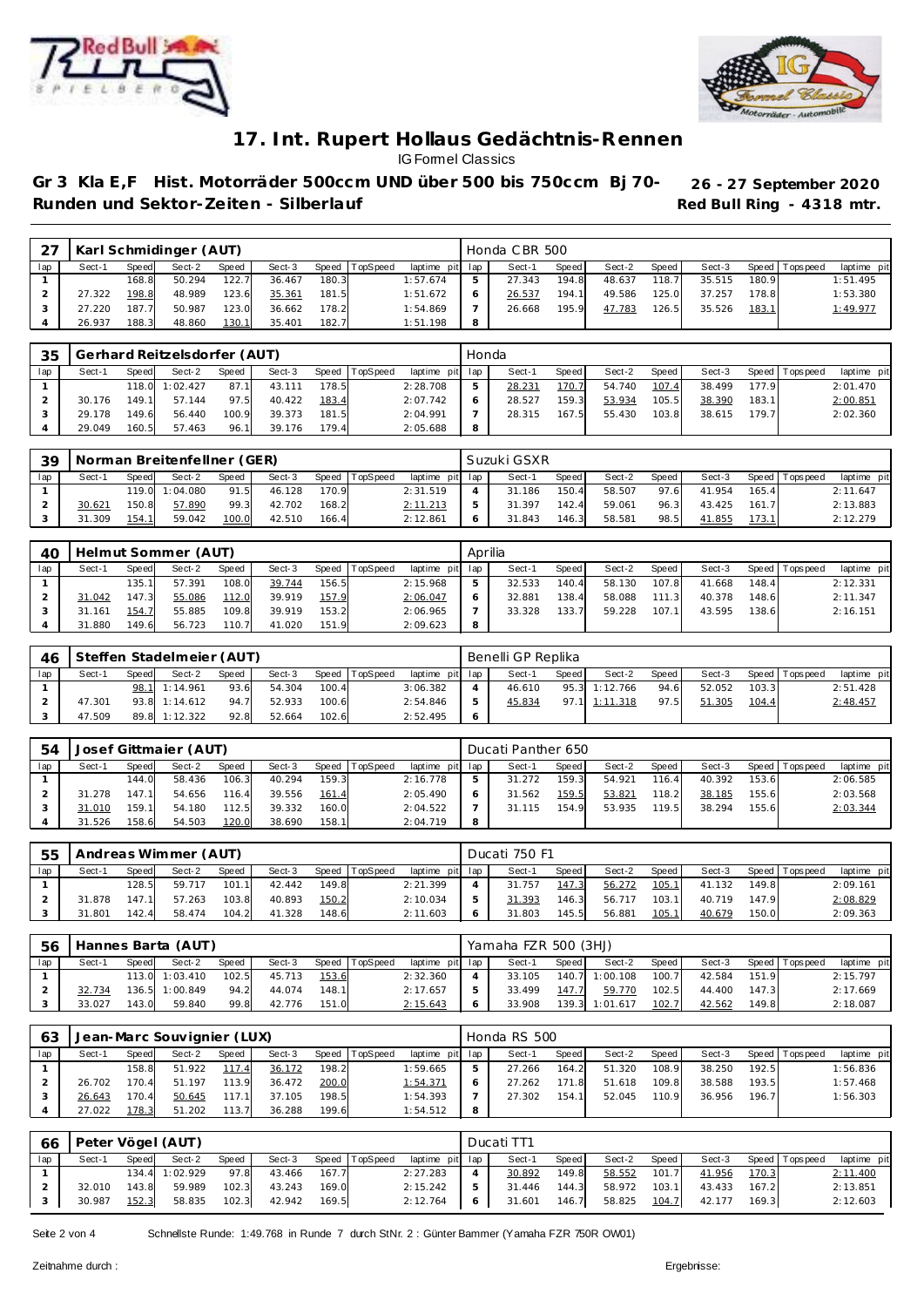# 17. Int. Rupert Hollaus Gedächtnis-Rennen

IG Formel Classics

**Gr 3 Kla E,F Hist. Motorräder 500ccm UND über 500 bis 750ccm Bj 70- Runden und Sektor-Zeiten - Silberlauf**

**26 - 27 September 2020**
**Red Bull Ring - 4318 mtr.**

| 27 | Karl Schmidinger (AUT) | | | | | | | | Honda CBR 500 | | | | | | | | |
|---|---|---|---|---|---|---|---|---|---|---|---|---|---|---|---|---|---|
| lap | Sect-1 | Speed | Sect-2 | Speed | Sect-3 | Speed | TopSpeed | laptime pit | lap | Sect-1 | Speed | Sect-2 | Speed | Sect-3 | Speed | Topspeed | laptime pit |
| 1 | | 168.8 | 50.294 | 122.7 | 36.467 | 180.3 | | 1:57.674 | 5 | 27.343 | 194.8 | 48.637 | 118.7 | 35.515 | 180.9 | | 1:51.495 |
| 2 | 27.322 | 198.8 | 48.989 | 123.6 | 35.361 | 181.5 | | 1:51.672 | 6 | 26.537 | 194.1 | 49.586 | 125.0 | 37.257 | 178.8 | | 1:53.380 |
| 3 | 27.220 | 187.7 | 50.987 | 123.0 | 36.662 | 178.2 | | 1:54.869 | 7 | 26.668 | 195.9 | 47.783 | 126.5 | 35.526 | 183.1 | | 1:49.977 |
| 4 | 26.937 | 188.3 | 48.860 | 130.1 | 35.401 | 182.7 | | 1:51.198 | 8 | | | | | | | | |

| 35 | Gerhard Reitzelsdorfer (AUT) | | | | | | | | Honda | | | | | | | | |
|---|---|---|---|---|---|---|---|---|---|---|---|---|---|---|---|---|---|
| lap | Sect-1 | Speed | Sect-2 | Speed | Sect-3 | Speed | TopSpeed | laptime pit | lap | Sect-1 | Speed | Sect-2 | Speed | Sect-3 | Speed | Topspeed | laptime pit |
| 1 | | 118.0 | 1:02.427 | 87.1 | 43.111 | 178.5 | | 2:28.708 | 5 | 28.231 | 170.7 | 54.740 | 107.4 | 38.499 | 177.9 | | 2:01.470 |
| 2 | 30.176 | 149.1 | 57.144 | 97.5 | 40.422 | 183.4 | | 2:07.742 | 6 | 28.527 | 159.3 | 53.934 | 105.5 | 38.390 | 183.1 | | 2:00.851 |
| 3 | 29.178 | 149.6 | 56.440 | 100.9 | 39.373 | 181.5 | | 2:04.991 | 7 | 28.315 | 167.5 | 55.430 | 103.8 | 38.615 | 179.7 | | 2:02.360 |
| 4 | 29.049 | 160.5 | 57.463 | 96.1 | 39.176 | 179.4 | | 2:05.688 | 8 | | | | | | | | |

| 39 | Norman Breitenfellner (GER) | | | | | | | | Suzuki GSXR | | | | | | | | |
|---|---|---|---|---|---|---|---|---|---|---|---|---|---|---|---|---|---|
| lap | Sect-1 | Speed | Sect-2 | Speed | Sect-3 | Speed | TopSpeed | laptime pit | lap | Sect-1 | Speed | Sect-2 | Speed | Sect-3 | Speed | Topspeed | laptime pit |
| 1 | | 119.0 | 1:04.080 | 91.5 | 46.128 | 170.9 | | 2:31.519 | 4 | 31.186 | 150.4 | 58.507 | 97.6 | 41.954 | 165.4 | | 2:11.647 |
| 2 | 30.621 | 150.8 | 57.890 | 99.3 | 42.702 | 168.2 | | 2:11.213 | 5 | 31.397 | 142.4 | 59.061 | 96.3 | 43.425 | 161.7 | | 2:13.883 |
| 3 | 31.309 | 154.1 | 59.042 | 100.0 | 42.510 | 166.4 | | 2:12.861 | 6 | 31.843 | 146.3 | 58.581 | 98.5 | 41.855 | 173.1 | | 2:12.279 |

| 40 | Helmut Sommer (AUT) | | | | | | | | Aprilia | | | | | | | | |
|---|---|---|---|---|---|---|---|---|---|---|---|---|---|---|---|---|---|
| lap | Sect-1 | Speed | Sect-2 | Speed | Sect-3 | Speed | TopSpeed | laptime pit | lap | Sect-1 | Speed | Sect-2 | Speed | Sect-3 | Speed | Topspeed | laptime pit |
| 1 | | 135.1 | 57.391 | 108.0 | 39.744 | 156.5 | | 2:15.968 | 5 | 32.533 | 140.4 | 58.130 | 107.8 | 41.668 | 148.4 | | 2:12.331 |
| 2 | 31.042 | 147.3 | 55.086 | 112.0 | 39.919 | 157.9 | | 2:06.047 | 6 | 32.881 | 138.4 | 58.088 | 111.3 | 40.378 | 148.6 | | 2:11.347 |
| 3 | 31.161 | 154.7 | 55.885 | 109.8 | 39.919 | 153.2 | | 2:06.965 | 7 | 33.328 | 133.7 | 59.228 | 107.1 | 43.595 | 138.6 | | 2:16.151 |
| 4 | 31.880 | 149.6 | 56.723 | 110.7 | 41.020 | 151.9 | | 2:09.623 | 8 | | | | | | | | |

| 46 | Steffen Stadelmeier (AUT) | | | | | | | | Benelli GP Replika | | | | | | | | |
|---|---|---|---|---|---|---|---|---|---|---|---|---|---|---|---|---|---|
| lap | Sect-1 | Speed | Sect-2 | Speed | Sect-3 | Speed | TopSpeed | laptime pit | lap | Sect-1 | Speed | Sect-2 | Speed | Sect-3 | Speed | Topspeed | laptime pit |
| 1 | | 98.1 | 1:14.961 | 93.6 | 54.304 | 100.4 | | 3:06.382 | 4 | 46.610 | 95.3 | 1:12.766 | 94.6 | 52.052 | 103.3 | | 2:51.428 |
| 2 | 47.301 | 93.8 | 1:14.612 | 94.7 | 52.933 | 100.6 | | 2:54.846 | 5 | 45.834 | 97.1 | 1:11.318 | 97.5 | 51.305 | 104.4 | | 2:48.457 |
| 3 | 47.509 | 89.8 | 1:12.322 | 92.8 | 52.664 | 102.6 | | 2:52.495 | 6 | | | | | | | | |

| 54 | Josef Gittmaier (AUT) | | | | | | | | Ducati Panther 650 | | | | | | | | |
|---|---|---|---|---|---|---|---|---|---|---|---|---|---|---|---|---|---|
| lap | Sect-1 | Speed | Sect-2 | Speed | Sect-3 | Speed | TopSpeed | laptime pit | lap | Sect-1 | Speed | Sect-2 | Speed | Sect-3 | Speed | Topspeed | laptime pit |
| 1 | | 144.0 | 58.436 | 106.3 | 40.294 | 159.3 | | 2:16.778 | 5 | 31.272 | 159.3 | 54.921 | 116.4 | 40.392 | 153.6 | | 2:06.585 |
| 2 | 31.278 | 147.1 | 54.656 | 116.4 | 39.556 | 161.4 | | 2:05.490 | 6 | 31.562 | 159.5 | 53.821 | 118.2 | 38.185 | 155.6 | | 2:03.568 |
| 3 | 31.010 | 159.1 | 54.180 | 112.5 | 39.332 | 160.0 | | 2:04.522 | 7 | 31.115 | 154.9 | 53.935 | 119.5 | 38.294 | 155.6 | | 2:03.344 |
| 4 | 31.526 | 158.6 | 54.503 | 120.0 | 38.690 | 158.1 | | 2:04.719 | 8 | | | | | | | | |

| 55 | Andreas Wimmer (AUT) | | | | | | | | Ducati 750 F1 | | | | | | | | |
|---|---|---|---|---|---|---|---|---|---|---|---|---|---|---|---|---|---|
| lap | Sect-1 | Speed | Sect-2 | Speed | Sect-3 | Speed | TopSpeed | laptime pit | lap | Sect-1 | Speed | Sect-2 | Speed | Sect-3 | Speed | Topspeed | laptime pit |
| 1 | | 128.5 | 59.717 | 101.1 | 42.442 | 149.8 | | 2:21.399 | 4 | 31.757 | 147.3 | 56.272 | 105.1 | 41.132 | 149.8 | | 2:09.161 |
| 2 | 31.878 | 147.1 | 57.263 | 103.8 | 40.893 | 150.2 | | 2:10.034 | 5 | 31.393 | 146.3 | 56.717 | 103.1 | 40.719 | 147.9 | | 2:08.829 |
| 3 | 31.801 | 142.4 | 58.474 | 104.2 | 41.328 | 148.6 | | 2:11.603 | 6 | 31.803 | 145.5 | 56.881 | 105.1 | 40.679 | 150.0 | | 2:09.363 |

| 56 | Hannes Barta (AUT) | | | | | | | | Yamaha FZR 500 (3HJ) | | | | | | | | |
|---|---|---|---|---|---|---|---|---|---|---|---|---|---|---|---|---|---|
| lap | Sect-1 | Speed | Sect-2 | Speed | Sect-3 | Speed | TopSpeed | laptime pit | lap | Sect-1 | Speed | Sect-2 | Speed | Sect-3 | Speed | Topspeed | laptime pit |
| 1 | | 113.0 | 1:03.410 | 102.5 | 45.713 | 153.6 | | 2:32.360 | 4 | 33.105 | 140.7 | 1:00.108 | 100.7 | 42.584 | 151.9 | | 2:15.797 |
| 2 | 32.734 | 136.5 | 1:00.849 | 94.2 | 44.074 | 148.1 | | 2:17.657 | 5 | 33.499 | 147.7 | 59.770 | 102.5 | 44.400 | 147.3 | | 2:17.669 |
| 3 | 33.027 | 143.0 | 59.840 | 99.8 | 42.776 | 151.0 | | 2:15.643 | 6 | 33.908 | 139.3 | 1:01.617 | 102.7 | 42.562 | 149.8 | | 2:18.087 |

| 63 | Jean-Marc Souvignier (LUX) | | | | | | | | Honda RS 500 | | | | | | | | |
|---|---|---|---|---|---|---|---|---|---|---|---|---|---|---|---|---|---|
| lap | Sect-1 | Speed | Sect-2 | Speed | Sect-3 | Speed | TopSpeed | laptime pit | lap | Sect-1 | Speed | Sect-2 | Speed | Sect-3 | Speed | Topspeed | laptime pit |
| 1 | | 158.8 | 51.922 | 117.4 | 36.172 | 198.2 | | 1:59.665 | 5 | 27.266 | 164.2 | 51.320 | 108.9 | 38.250 | 192.5 | | 1:56.836 |
| 2 | 26.702 | 170.4 | 51.197 | 113.9 | 36.472 | 200.0 | | 1:54.371 | 6 | 27.262 | 171.8 | 51.618 | 109.8 | 38.588 | 193.5 | | 1:57.468 |
| 3 | 26.643 | 170.4 | 50.645 | 117.1 | 37.105 | 198.5 | | 1:54.393 | 7 | 27.302 | 154.1 | 52.045 | 110.9 | 36.956 | 196.7 | | 1:56.303 |
| 4 | 27.022 | 178.3 | 51.202 | 113.7 | 36.288 | 199.6 | | 1:54.512 | 8 | | | | | | | | |

| 66 | Peter Vögel (AUT) | | | | | | | | Ducati TT1 | | | | | | | | |
|---|---|---|---|---|---|---|---|---|---|---|---|---|---|---|---|---|---|
| lap | Sect-1 | Speed | Sect-2 | Speed | Sect-3 | Speed | TopSpeed | laptime pit | lap | Sect-1 | Speed | Sect-2 | Speed | Sect-3 | Speed | Topspeed | laptime pit |
| 1 | | 134.4 | 1:02.929 | 97.8 | 43.466 | 167.7 | | 2:27.283 | 4 | 30.892 | 149.8 | 58.552 | 101.7 | 41.956 | 170.3 | | 2:11.400 |
| 2 | 32.010 | 143.8 | 59.989 | 102.3 | 43.243 | 169.0 | | 2:15.242 | 5 | 31.446 | 144.3 | 58.972 | 103.1 | 43.433 | 167.2 | | 2:13.851 |
| 3 | 30.987 | 152.3 | 58.835 | 102.3 | 42.942 | 169.5 | | 2:12.764 | 6 | 31.601 | 146.7 | 58.825 | 104.7 | 42.177 | 169.3 | | 2:12.603 |

Schnellste Runde: 1:49.768 in Runde 7 durch StNr. 2 : Günter Bammer (Yamaha FZR 750R OW01)

Zeitnahme durch :

Ergebnisse: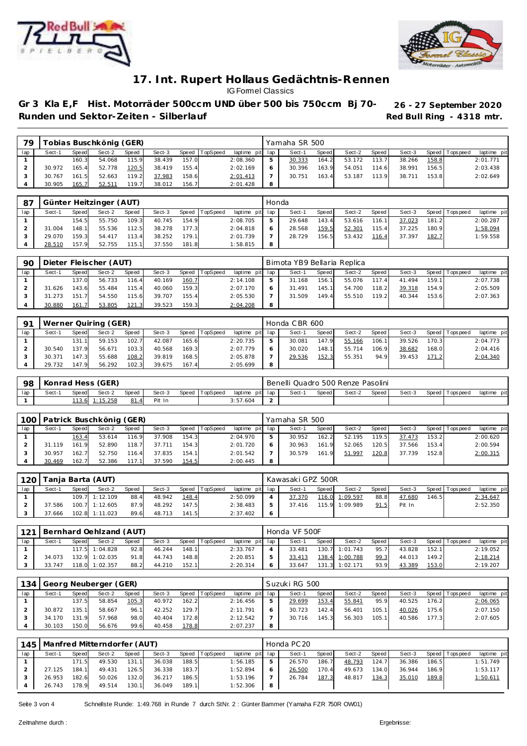# 17. Int. Rupert Hollaus Gedächtnis-Rennen

IG Formel Classics

**Gr 3 Kla E,F Hist. Motorräder 500ccm UND über 500 bis 750ccm Bj 70-**
**Runden und Sektor-Zeiten - Silberlauf**

**26 - 27 September 2020**
**Red Bull Ring - 4318 mtr.**

| 79 | Tobias Buschkönig (GER) | | | | | | | | Yamaha SR 500 | | | | | | | | |
|---|---|---|---|---|---|---|---|---|---|---|---|---|---|---|---|---|---|
| lap | Sect-1 | Speed | Sect-2 | Speed | Sect-3 | Speed | TopSpeed | laptime pit | lap | Sect-1 | Speed | Sect-2 | Speed | Sect-3 | Speed | Topspeed | laptime pit |
| 1 | | 160.3 | 54.068 | 115.9 | 38.439 | 157.0 | | 2:08.360 | 5 | 30.333 | 164.2 | 53.172 | 113.7 | 38.266 | 158.8 | | 2:01.771 |
| 2 | 30.972 | 165.4 | 52.778 | 120.5 | 38.419 | 155.4 | | 2:02.169 | 6 | 30.396 | 163.9 | 54.051 | 114.6 | 38.991 | 156.5 | | 2:03.438 |
| 3 | 30.767 | 161.5 | 52.663 | 119.2 | 37.983 | 158.6 | | 2:01.413 | 7 | 30.751 | 163.4 | 53.187 | 113.9 | 38.711 | 153.8 | | 2:02.649 |
| 4 | 30.905 | 165.7 | 52.511 | 119.7 | 38.012 | 156.7 | | 2:01.428 | 8 | | | | | | | | |

| 87 | Günter Heitzinger (AUT) | | | | | | | | Honda | | | | | | | | |
|---|---|---|---|---|---|---|---|---|---|---|---|---|---|---|---|---|---|
| lap | Sect-1 | Speed | Sect-2 | Speed | Sect-3 | Speed | TopSpeed | laptime pit | lap | Sect-1 | Speed | Sect-2 | Speed | Sect-3 | Speed | Topspeed | laptime pit |
| 1 | | 154.5 | 55.750 | 109.3 | 40.745 | 154.9 | | 2:08.705 | 5 | 29.648 | 143.4 | 53.616 | 116.1 | 37.023 | 181.2 | | 2:00.287 |
| 2 | 31.004 | 148.1 | 55.536 | 112.5 | 38.278 | 177.3 | | 2:04.818 | 6 | 28.568 | 159.5 | 52.301 | 115.4 | 37.225 | 180.9 | | 1:58.094 |
| 3 | 29.070 | 159.3 | 54.417 | 113.4 | 38.252 | 179.1 | | 2:01.739 | 7 | 28.729 | 156.5 | 53.432 | 116.4 | 37.397 | 182.7 | | 1:59.558 |
| 4 | 28.510 | 157.9 | 52.755 | 115.1 | 37.550 | 181.8 | | 1:58.815 | 8 | | | | | | | | |

| 90 | Dieter Fleischer (AUT) | | | | | | | | Bimota YB9 Bellaria Replica | | | | | | | | |
|---|---|---|---|---|---|---|---|---|---|---|---|---|---|---|---|---|---|
| lap | Sect-1 | Speed | Sect-2 | Speed | Sect-3 | Speed | TopSpeed | laptime pit | lap | Sect-1 | Speed | Sect-2 | Speed | Sect-3 | Speed | Topspeed | laptime pit |
| 1 | | 137.0 | 56.733 | 116.4 | 40.169 | 160.7 | | 2:14.108 | 5 | 31.168 | 156.1 | 55.076 | 117.4 | 41.494 | 159.1 | | 2:07.738 |
| 2 | 31.626 | 143.6 | 55.484 | 115.4 | 40.060 | 159.3 | | 2:07.170 | 6 | 31.491 | 145.1 | 54.700 | 118.2 | 39.318 | 154.9 | | 2:05.509 |
| 3 | 31.273 | 151.7 | 54.550 | 115.6 | 39.707 | 155.4 | | 2:05.530 | 7 | 31.509 | 149.4 | 55.510 | 119.2 | 40.344 | 153.6 | | 2:07.363 |
| 4 | 30.880 | 161.7 | 53.805 | 121.3 | 39.523 | 159.3 | | 2:04.208 | 8 | | | | | | | | |

| 91 | Werner Quiring (GER) | | | | | | | | Honda CBR 600 | | | | | | | | |
|---|---|---|---|---|---|---|---|---|---|---|---|---|---|---|---|---|---|
| lap | Sect-1 | Speed | Sect-2 | Speed | Sect-3 | Speed | TopSpeed | laptime pit | lap | Sect-1 | Speed | Sect-2 | Speed | Sect-3 | Speed | Topspeed | laptime pit |
| 1 | | 131.1 | 59.153 | 102.7 | 42.087 | 165.6 | | 2:20.735 | 5 | 30.081 | 147.9 | 55.166 | 106.1 | 39.526 | 170.3 | | 2:04.773 |
| 2 | 30.540 | 137.9 | 56.671 | 103.3 | 40.568 | 169.3 | | 2:07.779 | 6 | 30.020 | 148.1 | 55.714 | 106.9 | 38.682 | 168.0 | | 2:04.416 |
| 3 | 30.371 | 147.3 | 55.688 | 108.2 | 39.819 | 168.5 | | 2:05.878 | 7 | 29.536 | 152.3 | 55.351 | 94.9 | 39.453 | 171.2 | | 2:04.340 |
| 4 | 29.732 | 147.9 | 56.292 | 102.3 | 39.675 | 167.4 | | 2:05.699 | 8 | | | | | | | | |

| 98 | Konrad Hess (GER) | | | | | | | | Benelli Quadro 500 Renze Pasolini | | | | | | | | |
|---|---|---|---|---|---|---|---|---|---|---|---|---|---|---|---|---|---|
| lap | Sect-1 | Speed | Sect-2 | Speed | Sect-3 | Speed | TopSpeed | laptime pit | lap | Sect-1 | Speed | Sect-2 | Speed | Sect-3 | Speed | Topspeed | laptime pit |
| 1 | | 113.6 | 1:15.258 | 81.4 | Pit In | | | 3:57.604 | 2 | | | | | | | | |

| 100 | Patrick Buschkönig (GER) | | | | | | | | Yamaha SR 500 | | | | | | | | |
|---|---|---|---|---|---|---|---|---|---|---|---|---|---|---|---|---|---|
| lap | Sect-1 | Speed | Sect-2 | Speed | Sect-3 | Speed | TopSpeed | laptime pit | lap | Sect-1 | Speed | Sect-2 | Speed | Sect-3 | Speed | Topspeed | laptime pit |
| 1 | | 163.4 | 53.614 | 116.9 | 37.908 | 154.3 | | 2:04.970 | 5 | 30.952 | 162.2 | 52.195 | 119.5 | 37.473 | 153.2 | | 2:00.620 |
| 2 | 31.119 | 161.9 | 52.890 | 118.7 | 37.711 | 154.3 | | 2:01.720 | 6 | 30.963 | 161.9 | 52.065 | 120.5 | 37.566 | 153.4 | | 2:00.594 |
| 3 | 30.957 | 162.7 | 52.750 | 116.4 | 37.835 | 154.1 | | 2:01.542 | 7 | 30.579 | 161.9 | 51.997 | 120.8 | 37.739 | 152.8 | | 2:00.315 |
| 4 | 30.469 | 162.7 | 52.386 | 117.1 | 37.590 | 154.5 | | 2:00.445 | 8 | | | | | | | | |

| 120 | Tanja Barta (AUT) | | | | | | | | Kawasaki GPZ 500R | | | | | | | | |
|---|---|---|---|---|---|---|---|---|---|---|---|---|---|---|---|---|---|
| lap | Sect-1 | Speed | Sect-2 | Speed | Sect-3 | Speed | TopSpeed | laptime pit | lap | Sect-1 | Speed | Sect-2 | Speed | Sect-3 | Speed | Topspeed | laptime pit |
| 1 | | 109.7 | 1:12.109 | 88.4 | 48.942 | 148.4 | | 2:50.099 | 4 | 37.370 | 116.0 | 1:09.597 | 88.8 | 47.680 | 146.5 | | 2:34.647 |
| 2 | 37.586 | 100.7 | 1:12.605 | 87.9 | 48.292 | 147.5 | | 2:38.483 | 5 | 37.416 | 115.9 | 1:09.989 | 91.5 | Pit In | | | 2:52.350 |
| 3 | 37.666 | 102.8 | 1:11.023 | 89.6 | 48.713 | 141.5 | | 2:37.402 | 6 | | | | | | | | |

| 121 | Bernhard Oehlzand (AUT) | | | | | | | | Honda VF 500F | | | | | | | | |
|---|---|---|---|---|---|---|---|---|---|---|---|---|---|---|---|---|---|
| lap | Sect-1 | Speed | Sect-2 | Speed | Sect-3 | Speed | TopSpeed | laptime pit | lap | Sect-1 | Speed | Sect-2 | Speed | Sect-3 | Speed | Topspeed | laptime pit |
| 1 | | 117.5 | 1:04.828 | 92.8 | 46.244 | 148.1 | | 2:33.767 | 4 | 33.481 | 130.7 | 1:01.743 | 95.7 | 43.828 | 152.1 | | 2:19.052 |
| 2 | 34.073 | 132.9 | 1:02.035 | 91.8 | 44.743 | 148.8 | | 2:20.851 | 5 | 33.413 | 138.4 | 1:00.788 | 99.3 | 44.013 | 149.2 | | 2:18.214 |
| 3 | 33.747 | 118.0 | 1:02.357 | 88.2 | 44.210 | 152.1 | | 2:20.314 | 6 | 33.647 | 131.3 | 1:02.171 | 93.9 | 43.389 | 153.0 | | 2:19.207 |

| 134 | Georg Neuberger (GER) | | | | | | | | Suzuki RG 500 | | | | | | | | |
|---|---|---|---|---|---|---|---|---|---|---|---|---|---|---|---|---|---|
| lap | Sect-1 | Speed | Sect-2 | Speed | Sect-3 | Speed | TopSpeed | laptime pit | lap | Sect-1 | Speed | Sect-2 | Speed | Sect-3 | Speed | Topspeed | laptime pit |
| 1 | | 137.5 | 58.854 | 105.3 | 40.972 | 162.2 | | 2:16.456 | 5 | 29.699 | 153.4 | 55.841 | 95.9 | 40.525 | 176.2 | | 2:06.065 |
| 2 | 30.872 | 135.1 | 58.667 | 96.1 | 42.252 | 129.7 | | 2:11.791 | 6 | 30.723 | 142.4 | 56.401 | 105.1 | 40.026 | 175.6 | | 2:07.150 |
| 3 | 34.170 | 131.9 | 57.968 | 98.0 | 40.404 | 172.8 | | 2:12.542 | 7 | 30.716 | 145.3 | 56.303 | 105.1 | 40.586 | 177.3 | | 2:07.605 |
| 4 | 30.103 | 150.0 | 56.676 | 99.6 | 40.458 | 178.8 | | 2:07.237 | 8 | | | | | | | | |

| 145 | Manfred Mitterndorfer (AUT) | | | | | | | | Honda PC20 | | | | | | | | |
|---|---|---|---|---|---|---|---|---|---|---|---|---|---|---|---|---|---|
| lap | Sect-1 | Speed | Sect-2 | Speed | Sect-3 | Speed | TopSpeed | laptime pit | lap | Sect-1 | Speed | Sect-2 | Speed | Sect-3 | Speed | Topspeed | laptime pit |
| 1 | | 171.5 | 49.530 | 131.1 | 36.038 | 188.5 | | 1:56.185 | 5 | 26.570 | 186.7 | 48.793 | 124.7 | 36.386 | 186.5 | | 1:51.749 |
| 2 | 27.125 | 184.1 | 49.431 | 126.5 | 36.338 | 183.7 | | 1:52.894 | 6 | 26.500 | 170.4 | 49.673 | 134.0 | 36.944 | 186.9 | | 1:53.117 |
| 3 | 26.953 | 182.6 | 50.026 | 132.0 | 36.217 | 186.5 | | 1:53.196 | 7 | 26.784 | 187.3 | 48.817 | 134.3 | 35.010 | 189.8 | | 1:50.611 |
| 4 | 26.743 | 178.9 | 49.514 | 130.1 | 36.049 | 189.1 | | 1:52.306 | 8 | | | | | | | | |

Schnellste Runde: 1:49.768 in Runde 7 durch StNr. 2 : Günter Bammer (Yamaha FZR 750R OW01)

Zeitnahme durch :

Ergebnisse: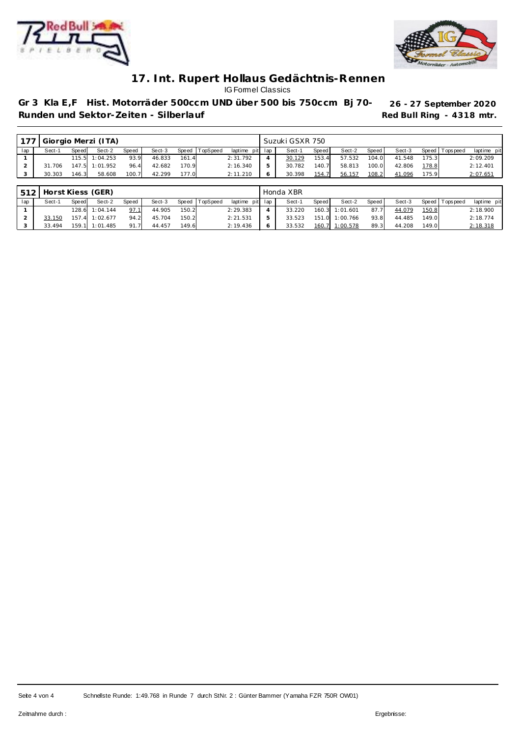# 17. Int. Rupert Hollaus Gedächtnis-Rennen

IG Formel Classics

**Gr 3 Kla E,F Hist. Motorräder 500ccm UND über 500 bis 750ccm Bj 70-**
**Runden und Sektor-Zeiten - Silberlauf**

**26 - 27 September 2020**
**Red Bull Ring - 4318 mtr.**

| 177 | Giorgio Merzi (ITA) | | | | | | | | | Suzuki GSXR 750 | | | | | | | |
|---|---|---|---|---|---|---|---|---|---|---|---|---|---|---|---|---|---|
| lap | Sect-1 | Speed | Sect-2 | Speed | Sect-3 | Speed | TopSpeed | laptime pit | lap | Sect-1 | Speed | Sect-2 | Speed | Sect-3 | Speed | Topspeed | laptime pit |
| 1 | | 115.5 | 1:04.253 | 93.9 | 46.833 | 161.4 | | 2:31.792 | 4 | 30.129 | 153.4 | 57.532 | 104.0 | 41.548 | 175.3 | | 2:09.209 |
| 2 | 31.706 | 147.5 | 1:01.952 | 96.4 | 42.682 | 170.9 | | 2:16.340 | 5 | 30.782 | 140.7 | 58.813 | 100.0 | 42.806 | 178.8 | | 2:12.401 |
| 3 | 30.303 | 146.3 | 58.608 | 100.7 | 42.299 | 177.0 | | 2:11.210 | 6 | 30.398 | 154.7 | 56.157 | 108.2 | 41.096 | 175.9 | | 2:07.651 |

| 512 | Horst Kiess (GER) | | | | | | | | | Honda XBR | | | | | | | |
|---|---|---|---|---|---|---|---|---|---|---|---|---|---|---|---|---|---|
| lap | Sect-1 | Speed | Sect-2 | Speed | Sect-3 | Speed | TopSpeed | laptime pit | lap | Sect-1 | Speed | Sect-2 | Speed | Sect-3 | Speed | Topspeed | laptime pit |
| 1 | | 128.6 | 1:04.144 | 97.1 | 44.905 | 150.2 | | 2:29.383 | 4 | 33.220 | 160.3 | 1:01.601 | 87.7 | 44.079 | 150.8 | | 2:18.900 |
| 2 | 33.150 | 157.4 | 1:02.677 | 94.2 | 45.704 | 150.2 | | 2:21.531 | 5 | 33.523 | 151.0 | 1:00.766 | 93.8 | 44.485 | 149.0 | | 2:18.774 |
| 3 | 33.494 | 159.1 | 1:01.485 | 91.7 | 44.457 | 149.6 | | 2:19.436 | 6 | 33.532 | 160.7 | 1:00.578 | 89.3 | 44.208 | 149.0 | | 2:18.318 |

Schnellste Runde: 1:49.768 in Runde 7 durch StNr. 2 : Günter Bammer (Yamaha FZR 750R OW01)

Zeitnahme durch :

Ergebnisse: